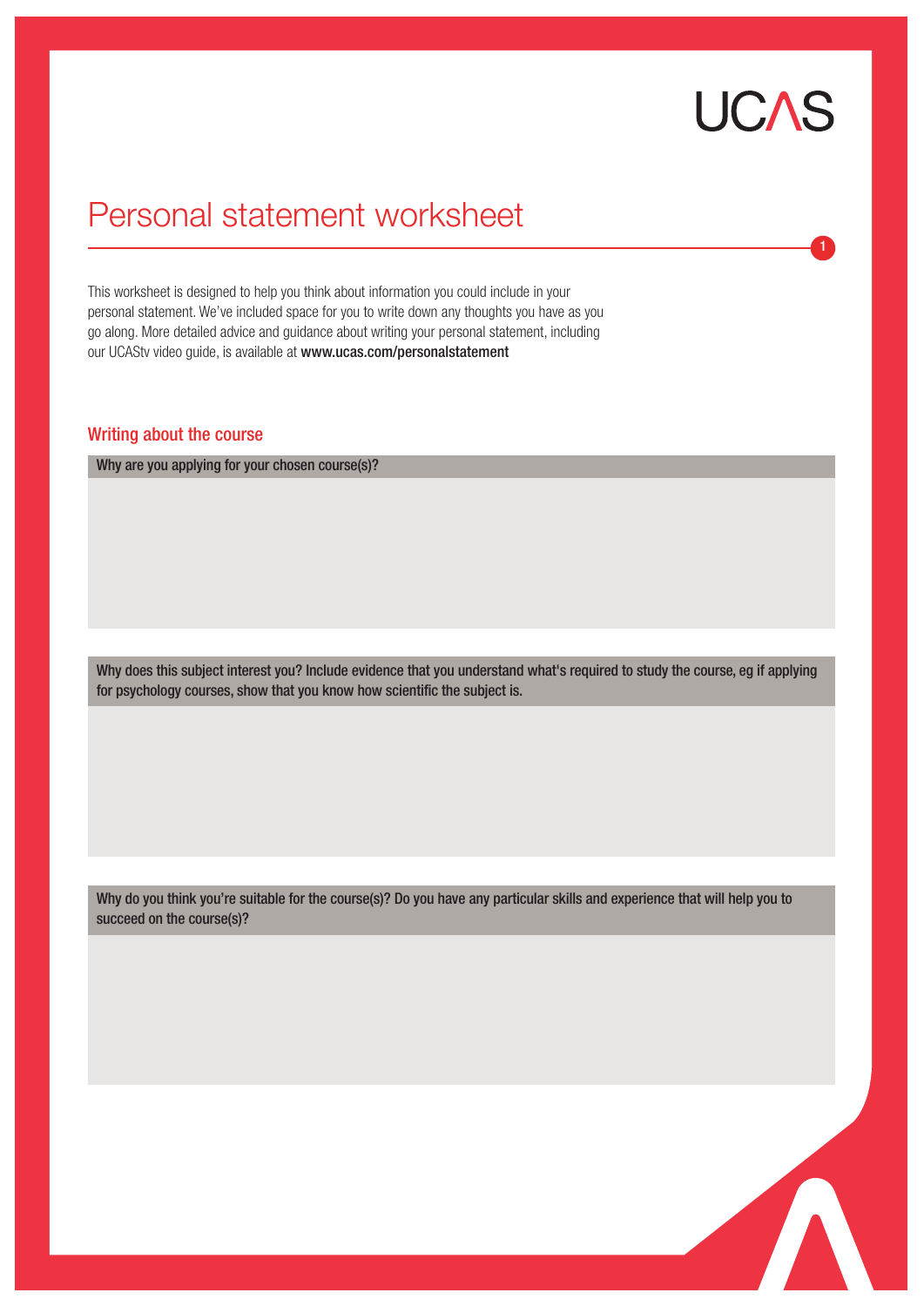UCAS

# Personal statement worksheet

This worksheet is designed to help you think about information you could include in your personal statement. We've included space for you to write down any thoughts you have as you go along. More detailed advice and guidance about writing your personal statement, including our UCAStv video guide, is available at **www.ucas.com/personalstatement**

## Writing about the course

**Why are you applying for your chosen course(s)?**

**Why does this subject interest you? Include evidence that you understand what's required to study the course, eg if applying for psychology courses, show that you know how scientific the subject is.**

**Why do you think you're suitable for the course(s)? Do you have any particular skills and experience that will help you to succeed on the course(s)?**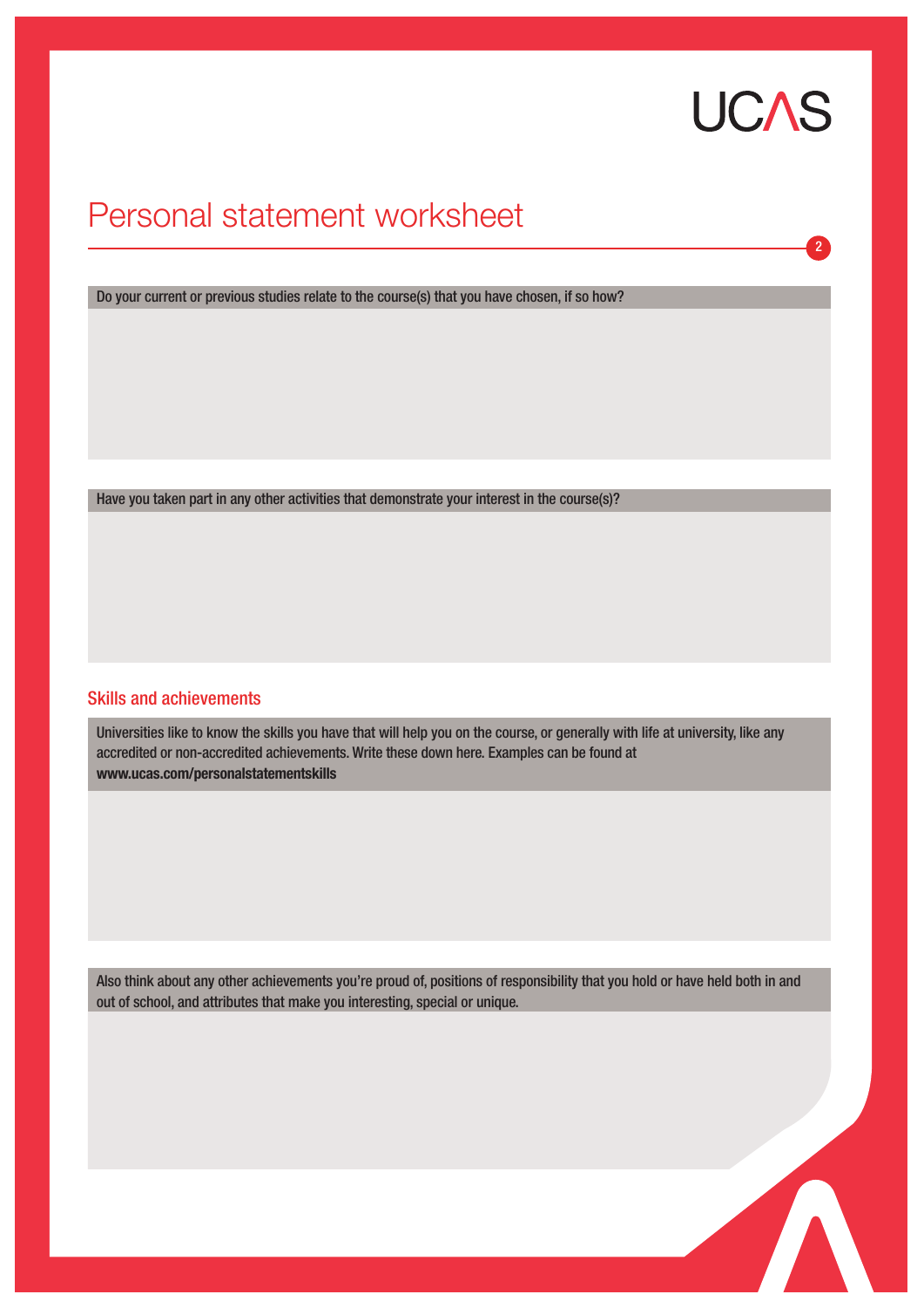# Personal statement worksheet

Do your current or previous studies relate to the course(s) that you have chosen, if so how?

Have you taken part in any other activities that demonstrate your interest in the course(s)?

## Skills and achievements

Universities like to know the skills you have that will help you on the course, or generally with life at university, like any accredited or non-accredited achievements. Write these down here. Examples can be found at **www.ucas.com/personalstatementskills**

Also think about any other achievements you're proud of, positions of responsibility that you hold or have held both in and out of school, and attributes that make you interesting, special or unique.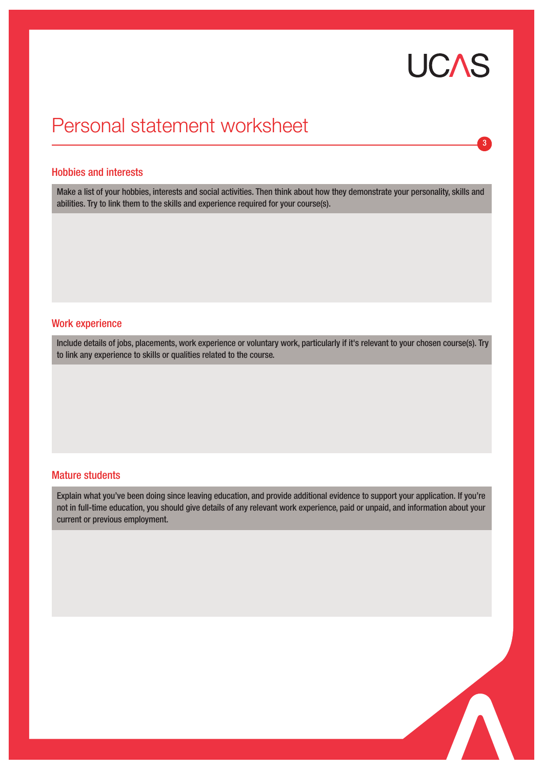# Personal statement worksheet

## Hobbies and interests

Make a list of your hobbies, interests and social activities. Then think about how they demonstrate your personality, skills and abilities. Try to link them to the skills and experience required for your course(s).

## Work experience

Include details of jobs, placements, work experience or voluntary work, particularly if it's relevant to your chosen course(s). Try to link any experience to skills or qualities related to the course.

## Mature students

Explain what you've been doing since leaving education, and provide additional evidence to support your application. If you're not in full-time education, you should give details of any relevant work experience, paid or unpaid, and information about your current or previous employment.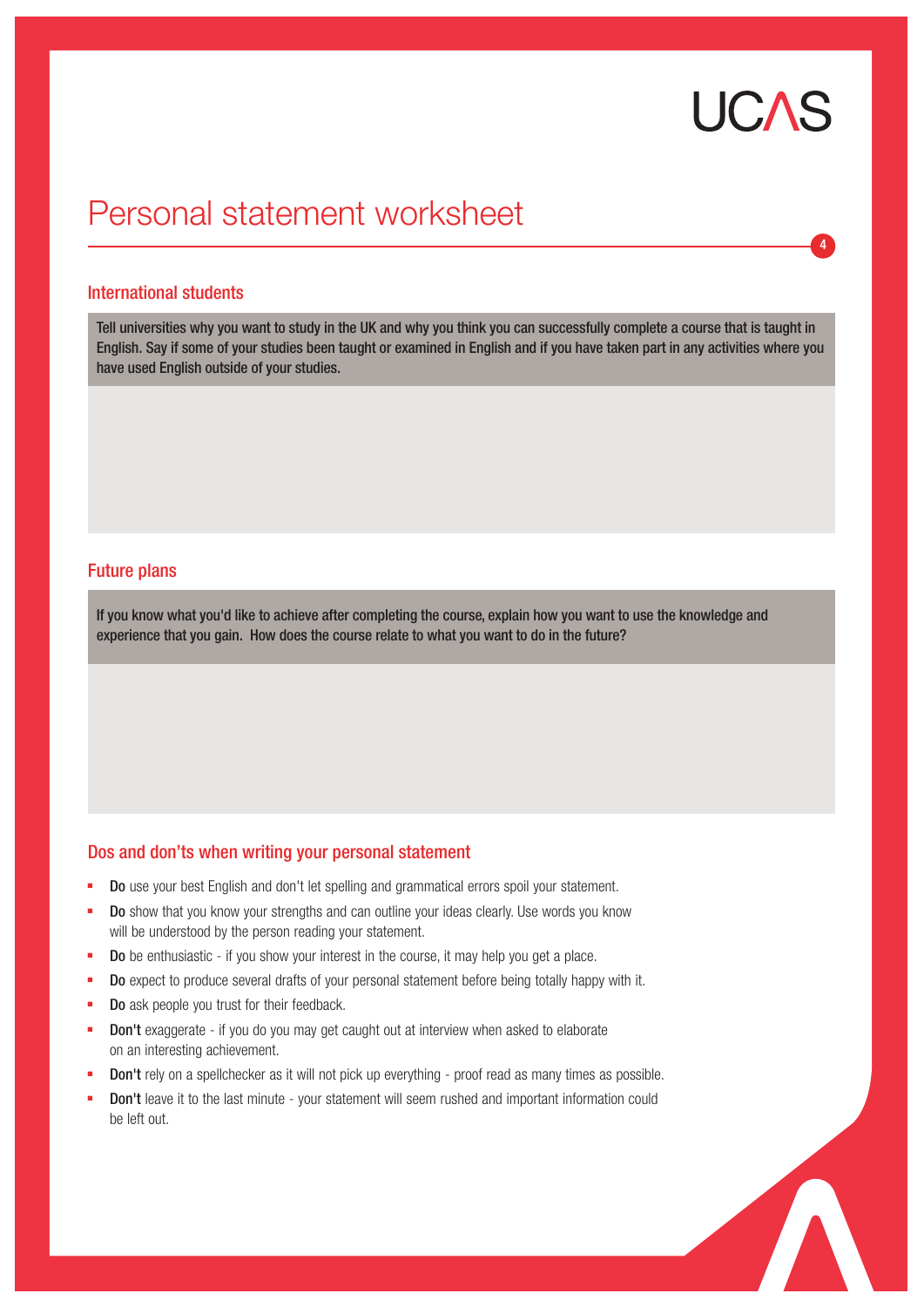UCAS

# Personal statement worksheet

## International students

Tell universities why you want to study in the UK and why you think you can successfully complete a course that is taught in English. Say if some of your studies been taught or examined in English and if you have taken part in any activities where you have used English outside of your studies.

## Future plans

If you know what you'd like to achieve after completing the course, explain how you want to use the knowledge and experience that you gain. How does the course relate to what you want to do in the future?

## Dos and don'ts when writing your personal statement

- **Do** use your best English and don't let spelling and grammatical errors spoil your statement.
- **Do** show that you know your strengths and can outline your ideas clearly. Use words you know will be understood by the person reading your statement.
- **Do** be enthusiastic - if you show your interest in the course, it may help you get a place.
- **Do** expect to produce several drafts of your personal statement before being totally happy with it.
- **Do** ask people you trust for their feedback.
- **Don't** exaggerate - if you do you may get caught out at interview when asked to elaborate on an interesting achievement.
- **Don't** rely on a spellchecker as it will not pick up everything - proof read as many times as possible.
- **Don't** leave it to the last minute - your statement will seem rushed and important information could be left out.